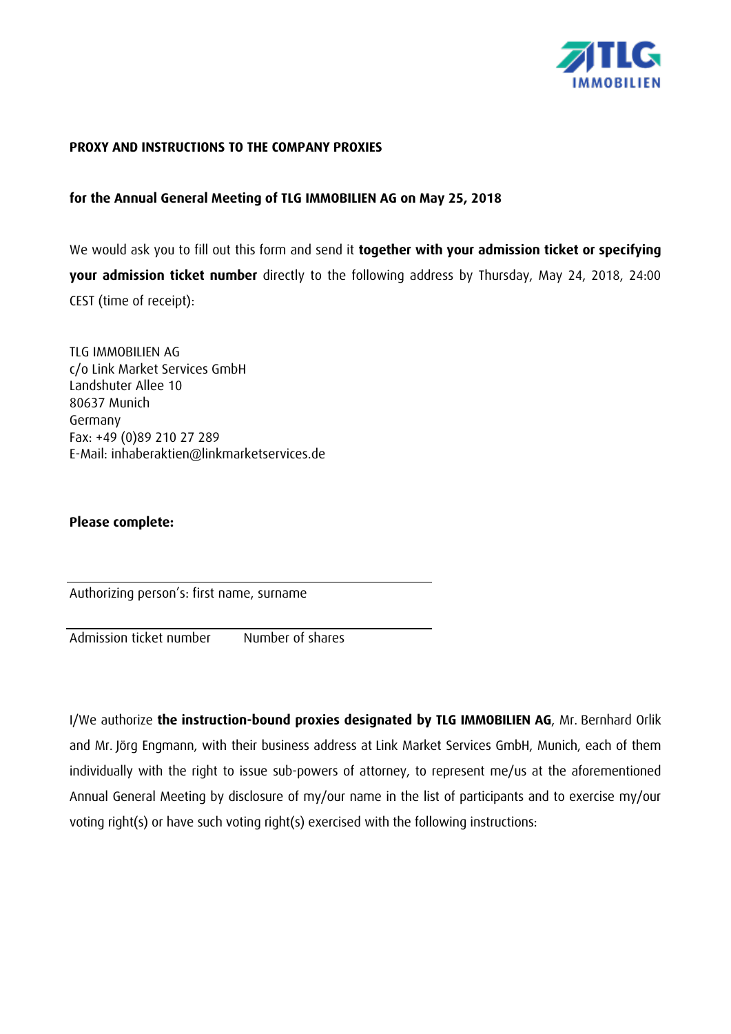**PROXY AND INSTRUCTIONS TO THE COMPANY PROXIES**

**for the Annual General Meeting of TLG IMMOBILIEN AG on May 25, 2018**

We would ask you to fill out this form and send it **together with your admission ticket or specifying your admission ticket number** directly to the following address by Thursday, May 24, 2018, 24:00 CEST (time of receipt):

TLG IMMOBILIEN AG
c/o Link Market Services GmbH
Landshuter Allee 10
80637 Munich
Germany
Fax: +49 (0)89 210 27 289
E-Mail: inhaberaktien@linkmarketservices.de

**Please complete:**

______________________________________________
Authorizing person's: first name, surname

______________________________________________
Admission ticket number        Number of shares

I/We authorize **the instruction-bound proxies designated by TLG IMMOBILIEN AG**, Mr. Bernhard Orlik and Mr. Jörg Engmann, with their business address at Link Market Services GmbH, Munich, each of them individually with the right to issue sub-powers of attorney, to represent me/us at the aforementioned Annual General Meeting by disclosure of my/our name in the list of participants and to exercise my/our voting right(s) or have such voting right(s) exercised with the following instructions: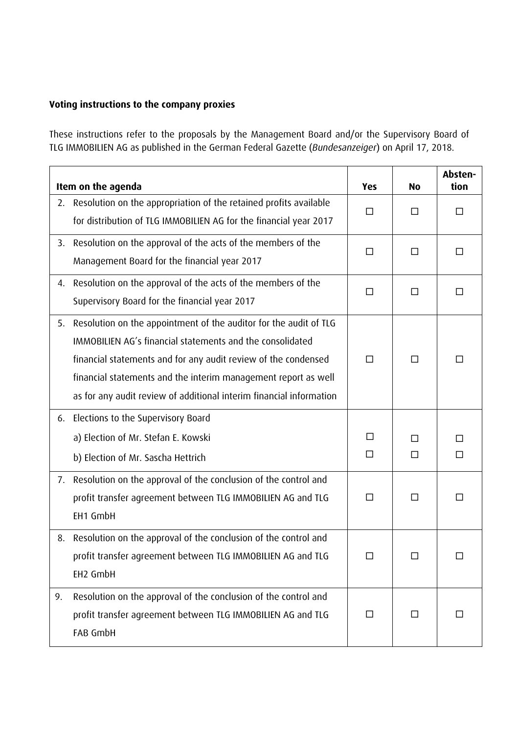**Voting instructions to the company proxies**

These instructions refer to the proposals by the Management Board and/or the Supervisory Board of TLG IMMOBILIEN AG as published in the German Federal Gazette (*Bundesanzeiger*) on April 17, 2018.

| Item on the agenda | Yes | No | Absten-tion |
|---|---|---|---|
| 2. Resolution on the appropriation of the retained profits available for distribution of TLG IMMOBILIEN AG for the financial year 2017 | ☐ | ☐ | ☐ |
| 3. Resolution on the approval of the acts of the members of the Management Board for the financial year 2017 | ☐ | ☐ | ☐ |
| 4. Resolution on the approval of the acts of the members of the Supervisory Board for the financial year 2017 | ☐ | ☐ | ☐ |
| 5. Resolution on the appointment of the auditor for the audit of TLG IMMOBILIEN AG's financial statements and the consolidated financial statements and for any audit review of the condensed financial statements and the interim management report as well as for any audit review of additional interim financial information | ☐ | ☐ | ☐ |
| 6. Elections to the Supervisory Board | | | |
| a) Election of Mr. Stefan E. Kowski | ☐ | ☐ | ☐ |
| b) Election of Mr. Sascha Hettrich | ☐ | ☐ | ☐ |
| 7. Resolution on the approval of the conclusion of the control and profit transfer agreement between TLG IMMOBILIEN AG and TLG EH1 GmbH | ☐ | ☐ | ☐ |
| 8. Resolution on the approval of the conclusion of the control and profit transfer agreement between TLG IMMOBILIEN AG and TLG EH2 GmbH | ☐ | ☐ | ☐ |
| 9. Resolution on the approval of the conclusion of the control and profit transfer agreement between TLG IMMOBILIEN AG and TLG FAB GmbH | ☐ | ☐ | ☐ |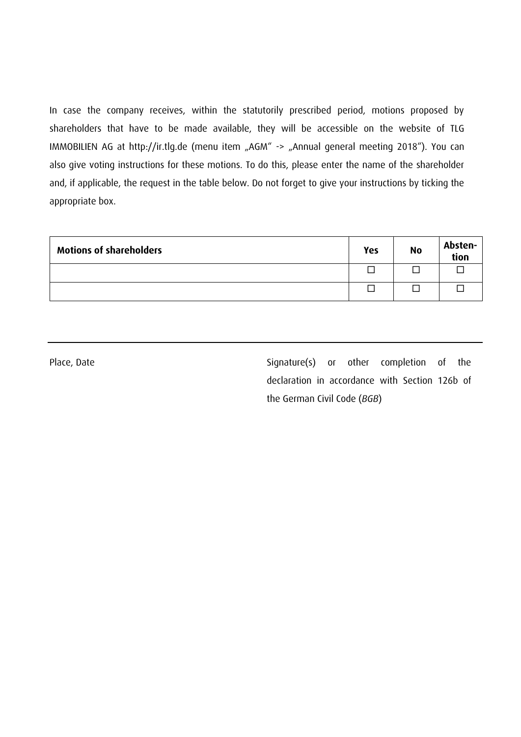In case the company receives, within the statutorily prescribed period, motions proposed by shareholders that have to be made available, they will be accessible on the website of TLG IMMOBILIEN AG at http://ir.tlg.de (menu item „AGM" -> „Annual general meeting 2018"). You can also give voting instructions for these motions. To do this, please enter the name of the shareholder and, if applicable, the request in the table below. Do not forget to give your instructions by ticking the appropriate box.

| **Motions of shareholders** | **Yes** | **No** | **Absten-tion** |
|---|---|---|---|
| | ☐ | ☐ | ☐ |
| | ☐ | ☐ | ☐ |

---

Place, Date

Signature(s) or other completion of the declaration in accordance with Section 126b of the German Civil Code (*BGB*)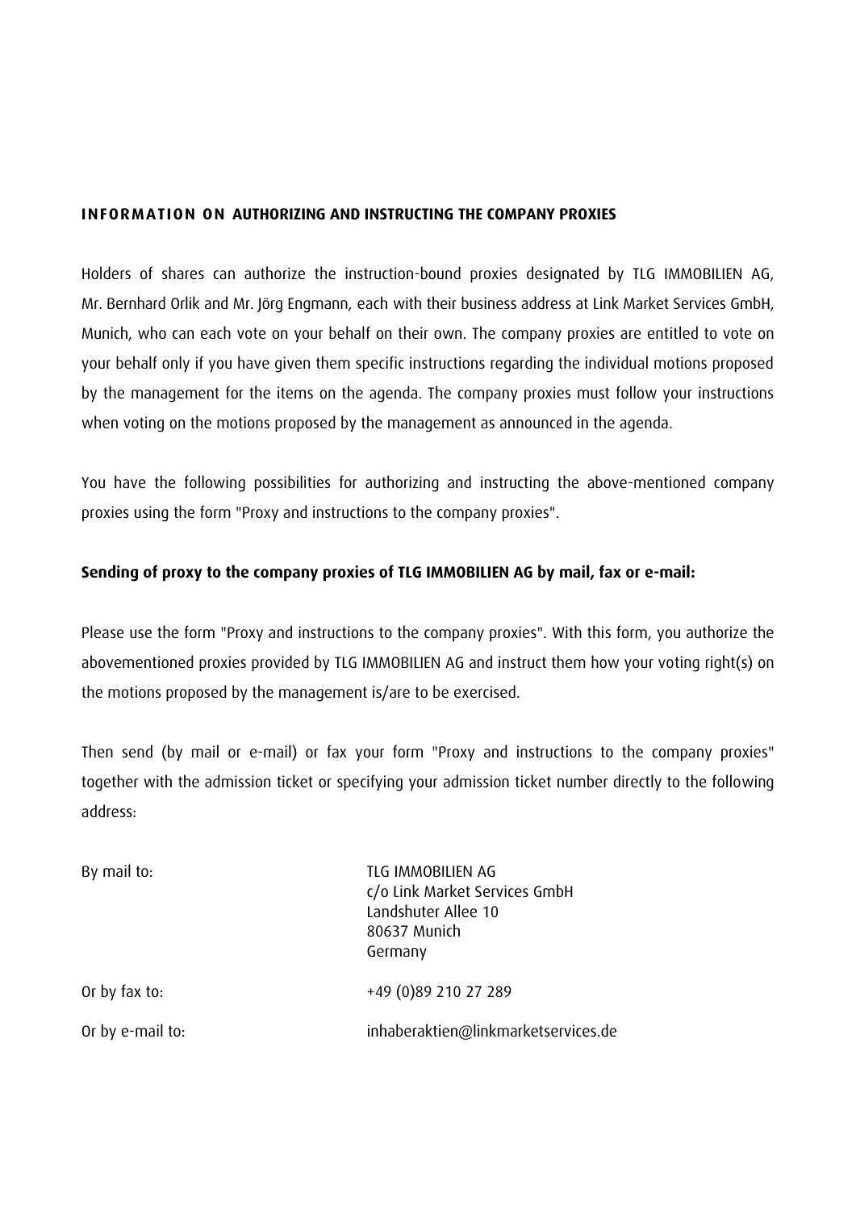**INFORMATION ON AUTHORIZING AND INSTRUCTING THE COMPANY PROXIES**

Holders of shares can authorize the instruction-bound proxies designated by TLG IMMOBILIEN AG, Mr. Bernhard Orlik and Mr. Jörg Engmann, each with their business address at Link Market Services GmbH, Munich, who can each vote on your behalf on their own. The company proxies are entitled to vote on your behalf only if you have given them specific instructions regarding the individual motions proposed by the management for the items on the agenda. The company proxies must follow your instructions when voting on the motions proposed by the management as announced in the agenda.

You have the following possibilities for authorizing and instructing the above-mentioned company proxies using the form "Proxy and instructions to the company proxies".

**Sending of proxy to the company proxies of TLG IMMOBILIEN AG by mail, fax or e-mail:**

Please use the form "Proxy and instructions to the company proxies". With this form, you authorize the abovementioned proxies provided by TLG IMMOBILIEN AG and instruct them how your voting right(s) on the motions proposed by the management is/are to be exercised.

Then send (by mail or e-mail) or fax your form "Proxy and instructions to the company proxies" together with the admission ticket or specifying your admission ticket number directly to the following address:

| | |
|---|---|
| By mail to: | TLG IMMOBILIEN AG<br>c/o Link Market Services GmbH<br>Landshuter Allee 10<br>80637 Munich<br>Germany |
| Or by fax to: | +49 (0)89 210 27 289 |
| Or by e-mail to: | inhaberaktien@linkmarketservices.de |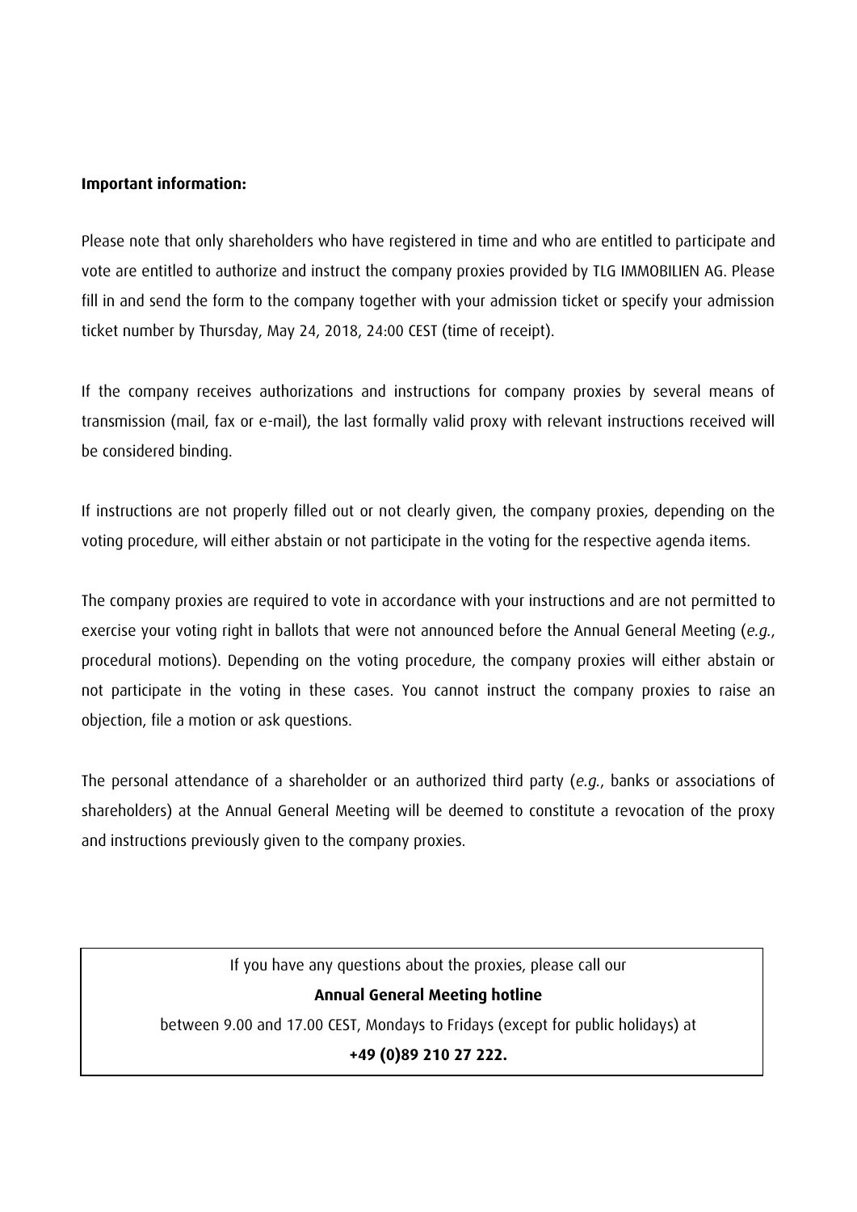**Important information:**

Please note that only shareholders who have registered in time and who are entitled to participate and vote are entitled to authorize and instruct the company proxies provided by TLG IMMOBILIEN AG. Please fill in and send the form to the company together with your admission ticket or specify your admission ticket number by Thursday, May 24, 2018, 24:00 CEST (time of receipt).

If the company receives authorizations and instructions for company proxies by several means of transmission (mail, fax or e-mail), the last formally valid proxy with relevant instructions received will be considered binding.

If instructions are not properly filled out or not clearly given, the company proxies, depending on the voting procedure, will either abstain or not participate in the voting for the respective agenda items.

The company proxies are required to vote in accordance with your instructions and are not permitted to exercise your voting right in ballots that were not announced before the Annual General Meeting (*e.g.*, procedural motions). Depending on the voting procedure, the company proxies will either abstain or not participate in the voting in these cases. You cannot instruct the company proxies to raise an objection, file a motion or ask questions.

The personal attendance of a shareholder or an authorized third party (*e.g.*, banks or associations of shareholders) at the Annual General Meeting will be deemed to constitute a revocation of the proxy and instructions previously given to the company proxies.

If you have any questions about the proxies, please call our

**Annual General Meeting hotline**

between 9.00 and 17.00 CEST, Mondays to Fridays (except for public holidays) at

**+49 (0)89 210 27 222.**